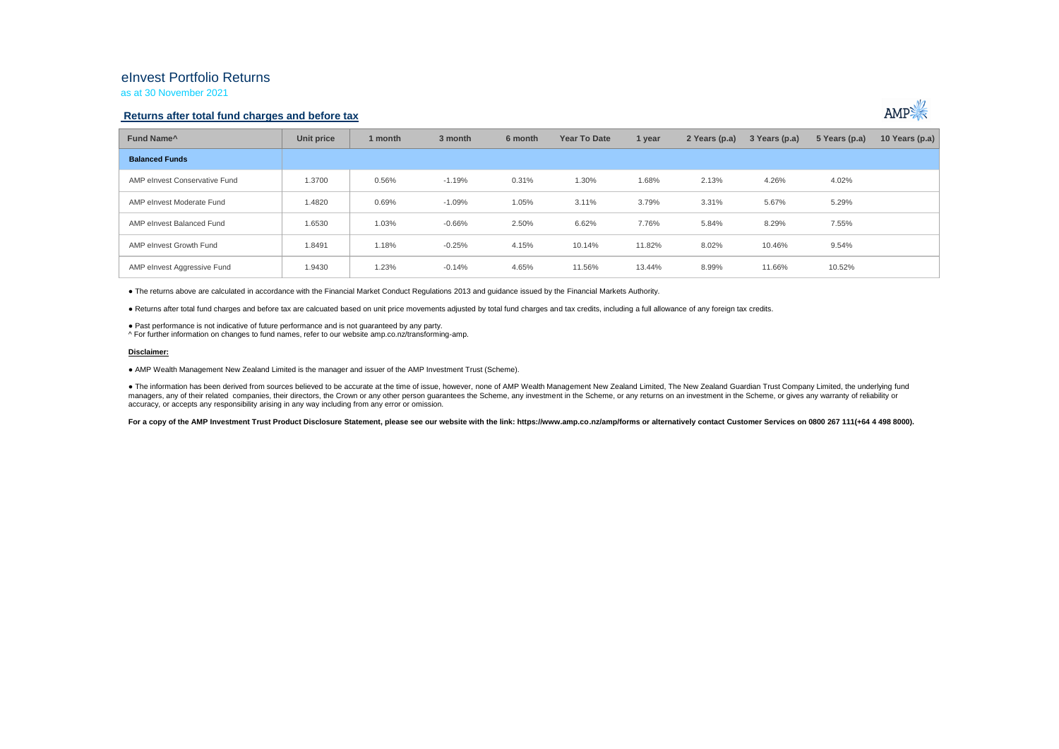# eInvest Portfolio Returns

as at 30 November 2021

## Returns after total fund charges and before tax

| Fund Name^ | Unit price | 1 month | 3 month | 6 month | Year To Date | 1 year | 2 Years (p.a) | 3 Years (p.a) | 5 Years (p.a) | 10 Years (p.a) |
|---|---|---|---|---|---|---|---|---|---|---|
| **Balanced Funds** | | | | | | | | | | |
| AMP eInvest Conservative Fund | 1.3700 | 0.56% | -1.19% | 0.31% | 1.30% | 1.68% | 2.13% | 4.26% | 4.02% | |
| AMP eInvest Moderate Fund | 1.4820 | 0.69% | -1.09% | 1.05% | 3.11% | 3.79% | 3.31% | 5.67% | 5.29% | |
| AMP eInvest Balanced Fund | 1.6530 | 1.03% | -0.66% | 2.50% | 6.62% | 7.76% | 5.84% | 8.29% | 7.55% | |
| AMP eInvest Growth Fund | 1.8491 | 1.18% | -0.25% | 4.15% | 10.14% | 11.82% | 8.02% | 10.46% | 9.54% | |
| AMP eInvest Aggressive Fund | 1.9430 | 1.23% | -0.14% | 4.65% | 11.56% | 13.44% | 8.99% | 11.66% | 10.52% | |

● The returns above are calculated in accordance with the Financial Market Conduct Regulations 2013 and guidance issued by the Financial Markets Authority.

● Returns after total fund charges and before tax are calcuated based on unit price movements adjusted by total fund charges and tax credits, including a full allowance of any foreign tax credits.

● Past performance is not indicative of future performance and is not guaranteed by any party.
^ For further information on changes to fund names, refer to our website amp.co.nz/transforming-amp.

**Disclaimer:**

● AMP Wealth Management New Zealand Limited is the manager and issuer of the AMP Investment Trust (Scheme).

● The information has been derived from sources believed to be accurate at the time of issue, however, none of AMP Wealth Management New Zealand Limited, The New Zealand Guardian Trust Company Limited, the underlying fund managers, any of their related companies, their directors, the Crown or any other person guarantees the Scheme, any investment in the Scheme, or any returns on an investment in the Scheme, or gives any warranty of reliability or accuracy, or accepts any responsibility arising in any way including from any error or omission.

**For a copy of the AMP Investment Trust Product Disclosure Statement, please see our website with the link: https://www.amp.co.nz/amp/forms or alternatively contact Customer Services on 0800 267 111(+64 4 498 8000).**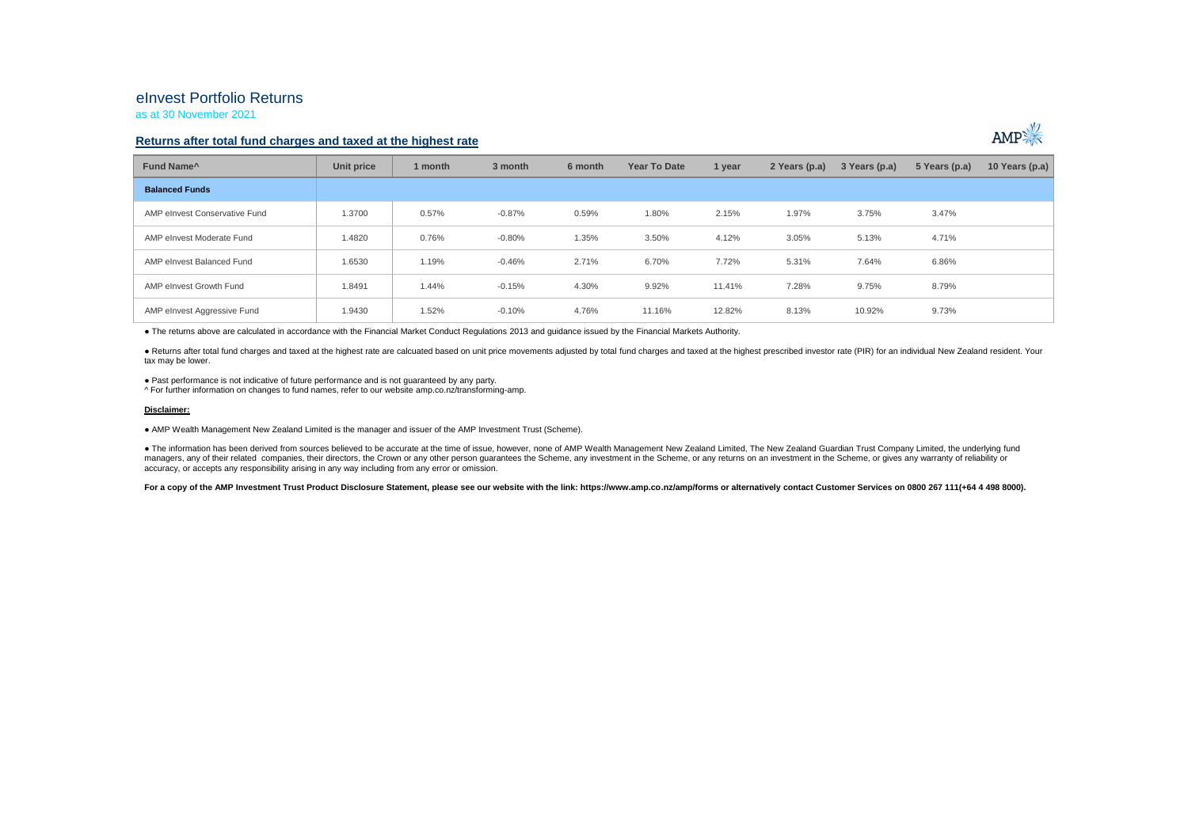# eInvest Portfolio Returns

as at 30 November 2021

## Returns after total fund charges and taxed at the highest rate

| Fund Name^ | Unit price | 1 month | 3 month | 6 month | Year To Date | 1 year | 2 Years (p.a) | 3 Years (p.a) | 5 Years (p.a) | 10 Years (p.a) |
|---|---|---|---|---|---|---|---|---|---|---|
| **Balanced Funds** | | | | | | | | | | |
| AMP eInvest Conservative Fund | 1.3700 | 0.57% | -0.87% | 0.59% | 1.80% | 2.15% | 1.97% | 3.75% | 3.47% | |
| AMP eInvest Moderate Fund | 1.4820 | 0.76% | -0.80% | 1.35% | 3.50% | 4.12% | 3.05% | 5.13% | 4.71% | |
| AMP eInvest Balanced Fund | 1.6530 | 1.19% | -0.46% | 2.71% | 6.70% | 7.72% | 5.31% | 7.64% | 6.86% | |
| AMP eInvest Growth Fund | 1.8491 | 1.44% | -0.15% | 4.30% | 9.92% | 11.41% | 7.28% | 9.75% | 8.79% | |
| AMP eInvest Aggressive Fund | 1.9430 | 1.52% | -0.10% | 4.76% | 11.16% | 12.82% | 8.13% | 10.92% | 9.73% | |

● The returns above are calculated in accordance with the Financial Market Conduct Regulations 2013 and guidance issued by the Financial Markets Authority.

● Returns after total fund charges and taxed at the highest rate are calcuated based on unit price movements adjusted by total fund charges and taxed at the highest prescribed investor rate (PIR) for an individual New Zealand resident. Your tax may be lower.

● Past performance is not indicative of future performance and is not guaranteed by any party.
^ For further information on changes to fund names, refer to our website amp.co.nz/transforming-amp.

**Disclaimer:**

● AMP Wealth Management New Zealand Limited is the manager and issuer of the AMP Investment Trust (Scheme).

● The information has been derived from sources believed to be accurate at the time of issue, however, none of AMP Wealth Management New Zealand Limited, The New Zealand Guardian Trust Company Limited, the underlying fund managers, any of their related companies, their directors, the Crown or any other person guarantees the Scheme, any investment in the Scheme, or any returns on an investment in the Scheme, or gives any warranty of reliability or accuracy, or accepts any responsibility arising in any way including from any error or omission.

**For a copy of the AMP Investment Trust Product Disclosure Statement, please see our website with the link: https://www.amp.co.nz/amp/forms or alternatively contact Customer Services on 0800 267 111(+64 4 498 8000).**